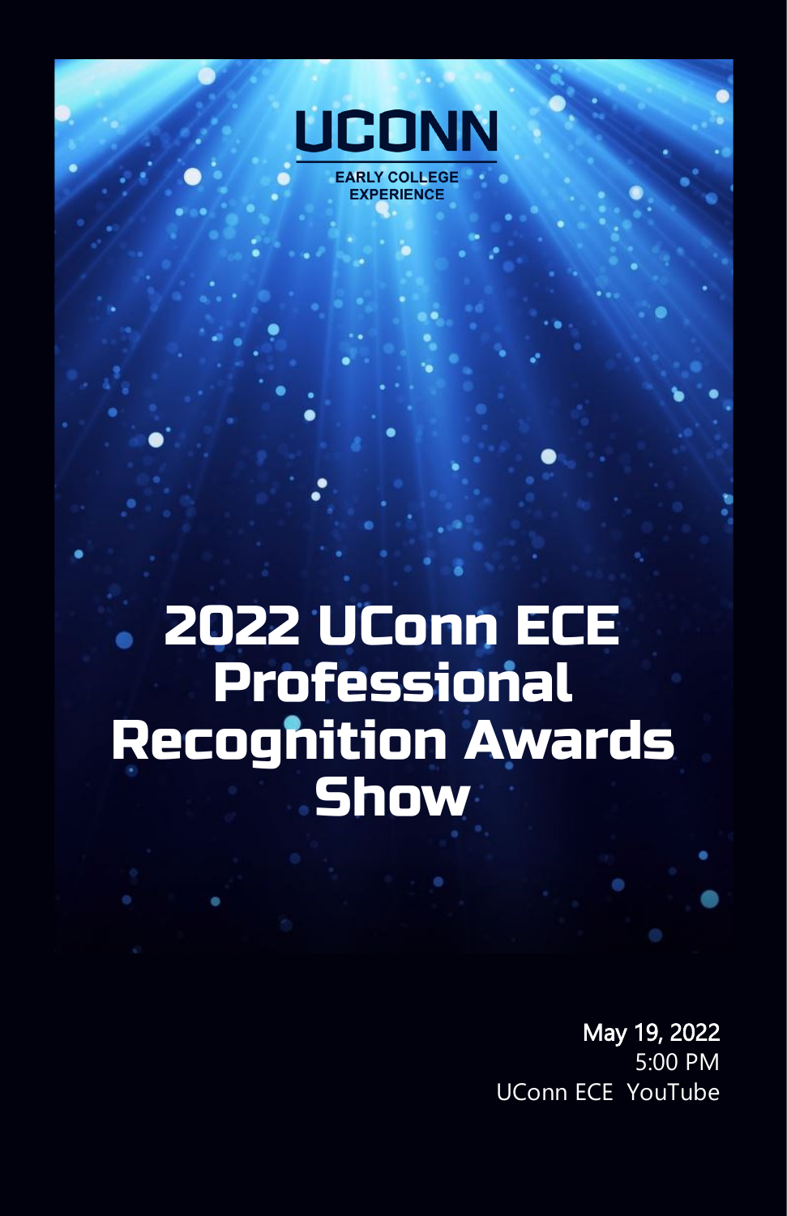UCONN

EARLY COLLEGE EXPERIENCE

# 2022 UConn ECE Professional Recognition Awards Show

**May 19, 2022**
5:00 PM
UConn ECE YouTube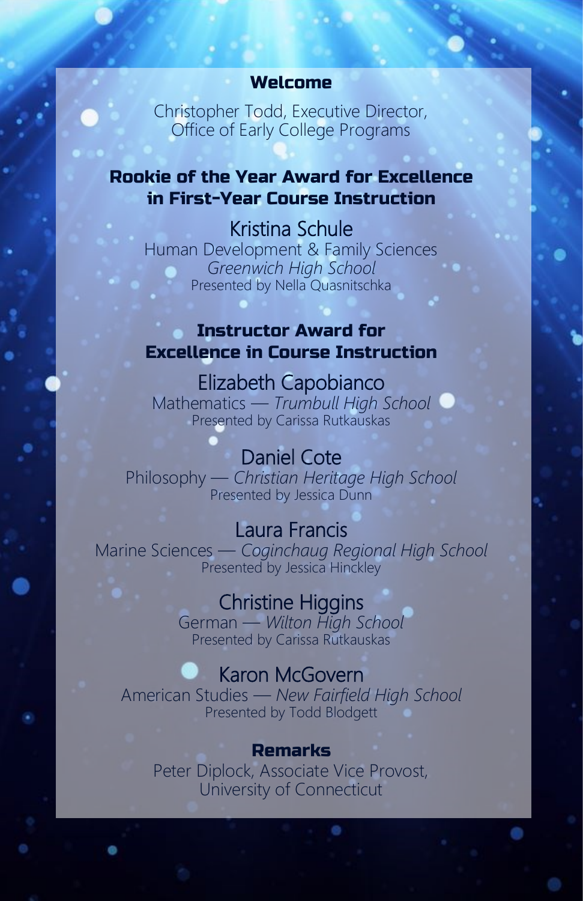## Welcome

Christopher Todd, Executive Director,
Office of Early College Programs

## Rookie of the Year Award for Excellence in First-Year Course Instruction

Kristina Schule
Human Development & Family Sciences
*Greenwich High School*
Presented by Nella Quasnitschka

## Instructor Award for Excellence in Course Instruction

Elizabeth Capobianco
Mathematics — *Trumbull High School*
Presented by Carissa Rutkauskas

Daniel Cote
Philosophy — *Christian Heritage High School*
Presented by Jessica Dunn

Laura Francis
Marine Sciences — *Coginchaug Regional High School*
Presented by Jessica Hinckley

Christine Higgins
German — *Wilton High School*
Presented by Carissa Rutkauskas

Karon McGovern
American Studies — *New Fairfield High School*
Presented by Todd Blodgett

## Remarks

Peter Diplock, Associate Vice Provost,
University of Connecticut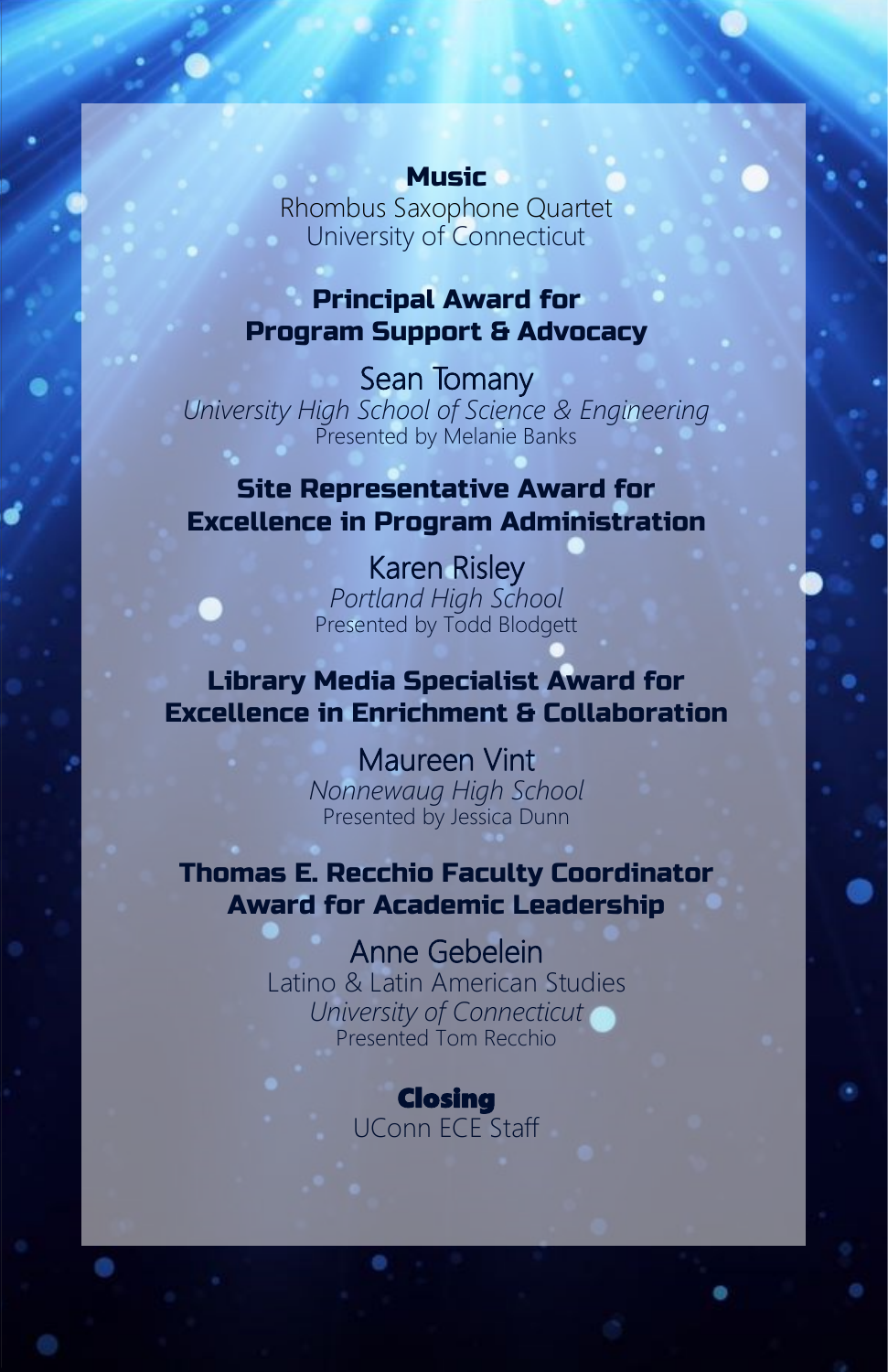**Music**

Rhombus Saxophone Quartet
University of Connecticut

**Principal Award for Program Support & Advocacy**

Sean Tomany
*University High School of Science & Engineering*
Presented by Melanie Banks

**Site Representative Award for Excellence in Program Administration**

Karen Risley
*Portland High School*
Presented by Todd Blodgett

**Library Media Specialist Award for Excellence in Enrichment & Collaboration**

Maureen Vint
*Nonnewaug High School*
Presented by Jessica Dunn

**Thomas E. Recchio Faculty Coordinator Award for Academic Leadership**

Anne Gebelein
Latino & Latin American Studies
*University of Connecticut*
Presented Tom Recchio

**Closing**

UConn ECE Staff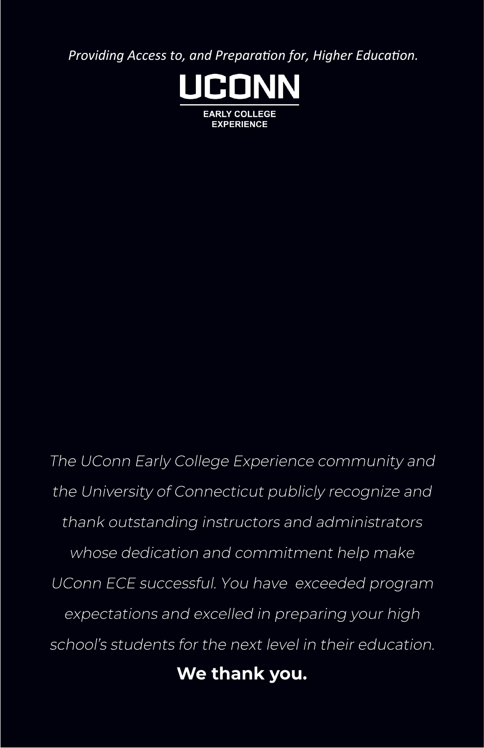*Providing Access to, and Preparation for, Higher Education.*

UCONN

EARLY COLLEGE EXPERIENCE

*The UConn Early College Experience community and the University of Connecticut publicly recognize and thank outstanding instructors and administrators whose dedication and commitment help make UConn ECE successful. You have exceeded program expectations and excelled in preparing your high school's students for the next level in their education.*

**We thank you.**